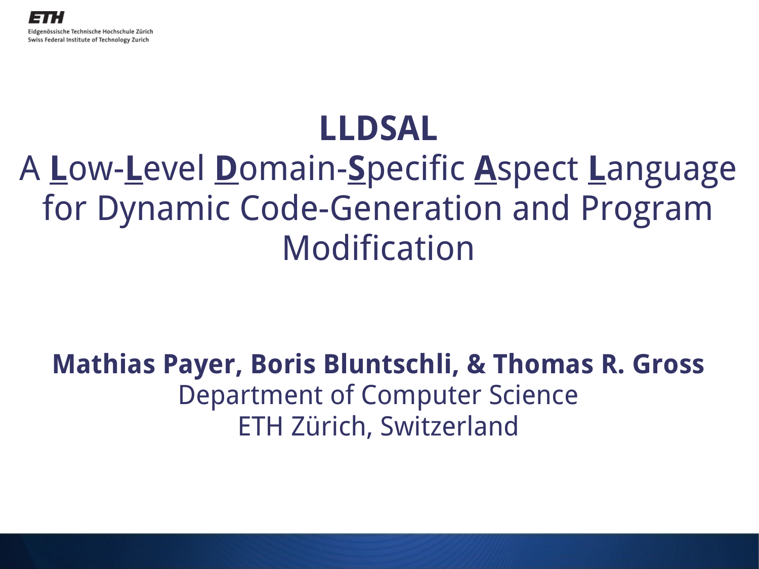ETH

Eidgenössische Technische Hochschule Zürich
Swiss Federal Institute of Technology Zurich

# LLDSAL

## A **L**ow-**L**evel **D**omain-**S**pecific **A**spect **L**anguage for Dynamic Code-Generation and Program Modification

**Mathias Payer, Boris Bluntschli, & Thomas R. Gross**

Department of Computer Science

ETH Zürich, Switzerland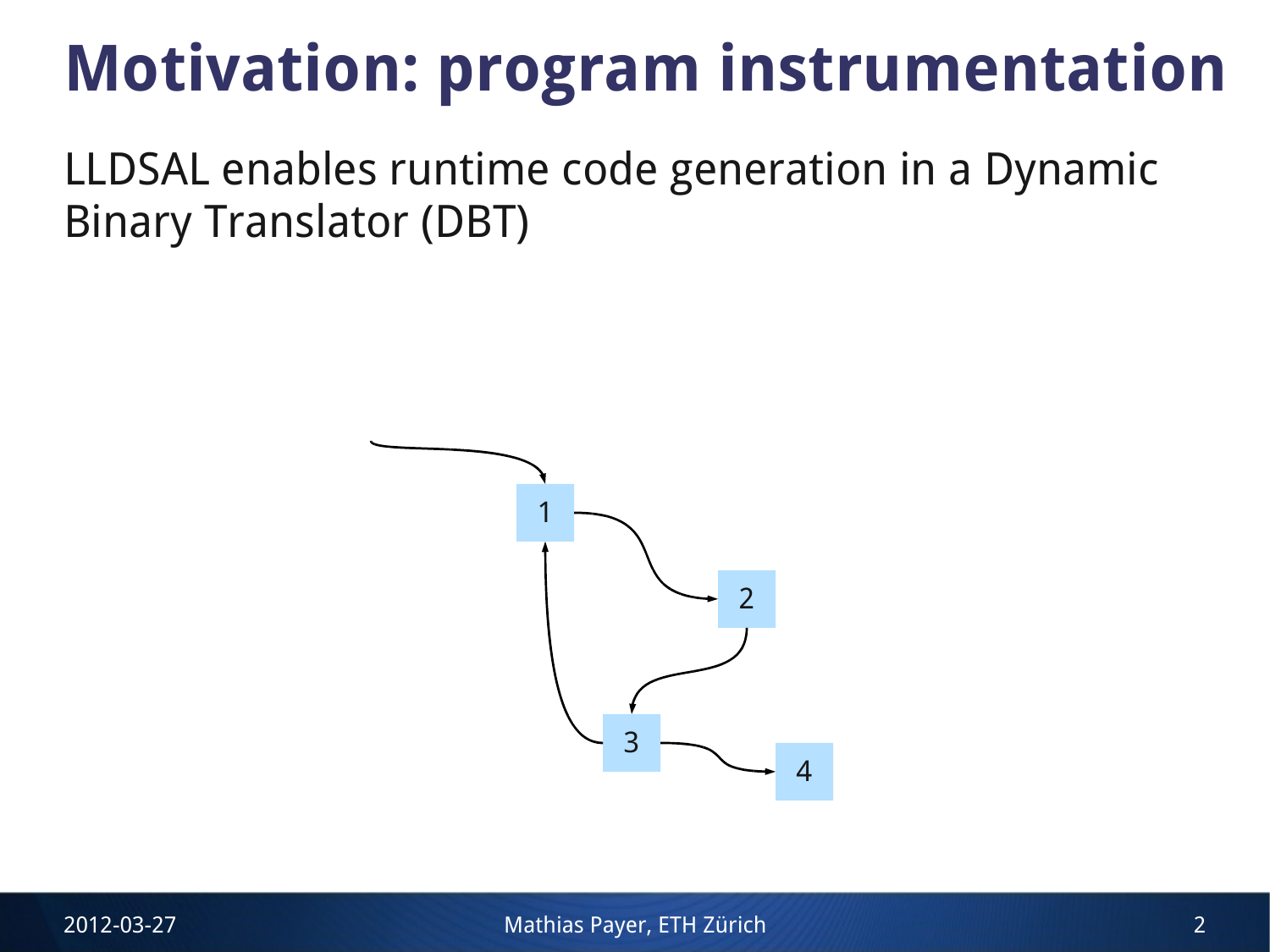# Motivation: program instrumentation

LLDSAL enables runtime code generation in a Dynamic Binary Translator (DBT)

1

2

3

4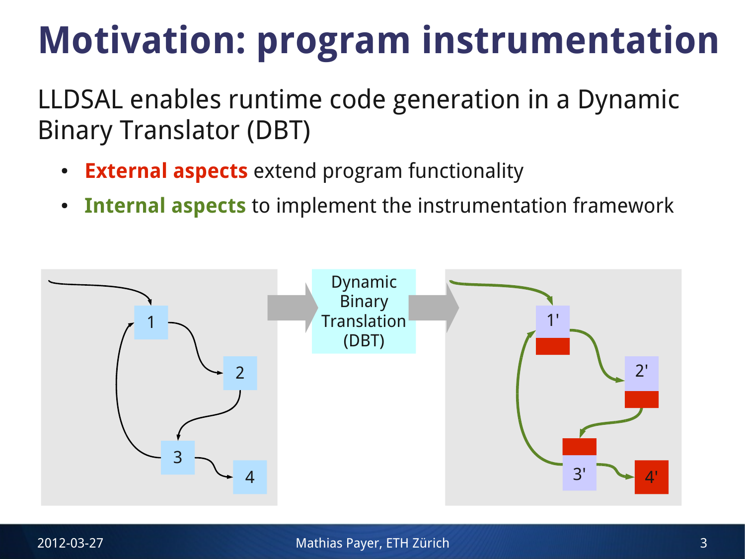# Motivation: program instrumentation

LLDSAL enables runtime code generation in a Dynamic Binary Translator (DBT)

- **External aspects** extend program functionality
- **Internal aspects** to implement the instrumentation framework

1
2
3
4

Dynamic Binary Translation (DBT)

1'
2'
3'
4'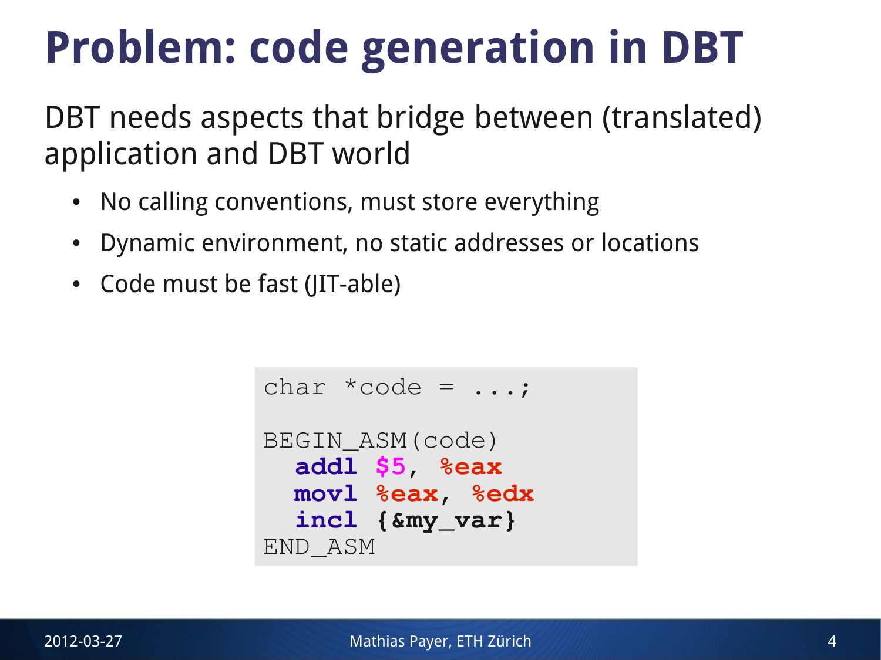# Problem: code generation in DBT

DBT needs aspects that bridge between (translated) application and DBT world

- No calling conventions, must store everything
- Dynamic environment, no static addresses or locations
- Code must be fast (JIT-able)

```
char *code = ...;

BEGIN_ASM(code)
  addl $5, %eax
  movl %eax, %edx
  incl {&my_var}
END_ASM
```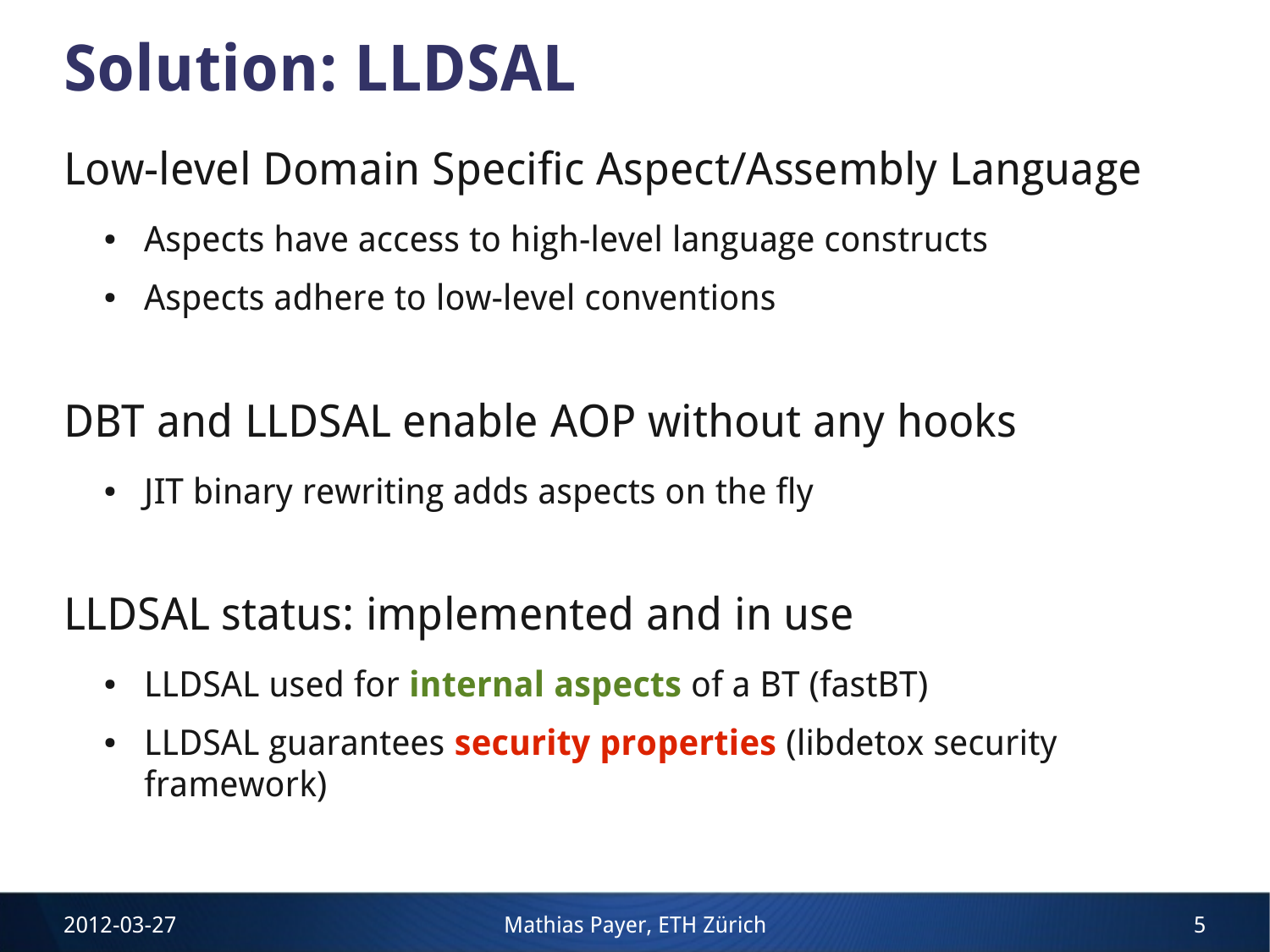# Solution: LLDSAL

Low-level Domain Specific Aspect/Assembly Language

- Aspects have access to high-level language constructs
- Aspects adhere to low-level conventions

DBT and LLDSAL enable AOP without any hooks

- JIT binary rewriting adds aspects on the fly

LLDSAL status: implemented and in use

- LLDSAL used for **internal aspects** of a BT (fastBT)
- LLDSAL guarantees **security properties** (libdetox security framework)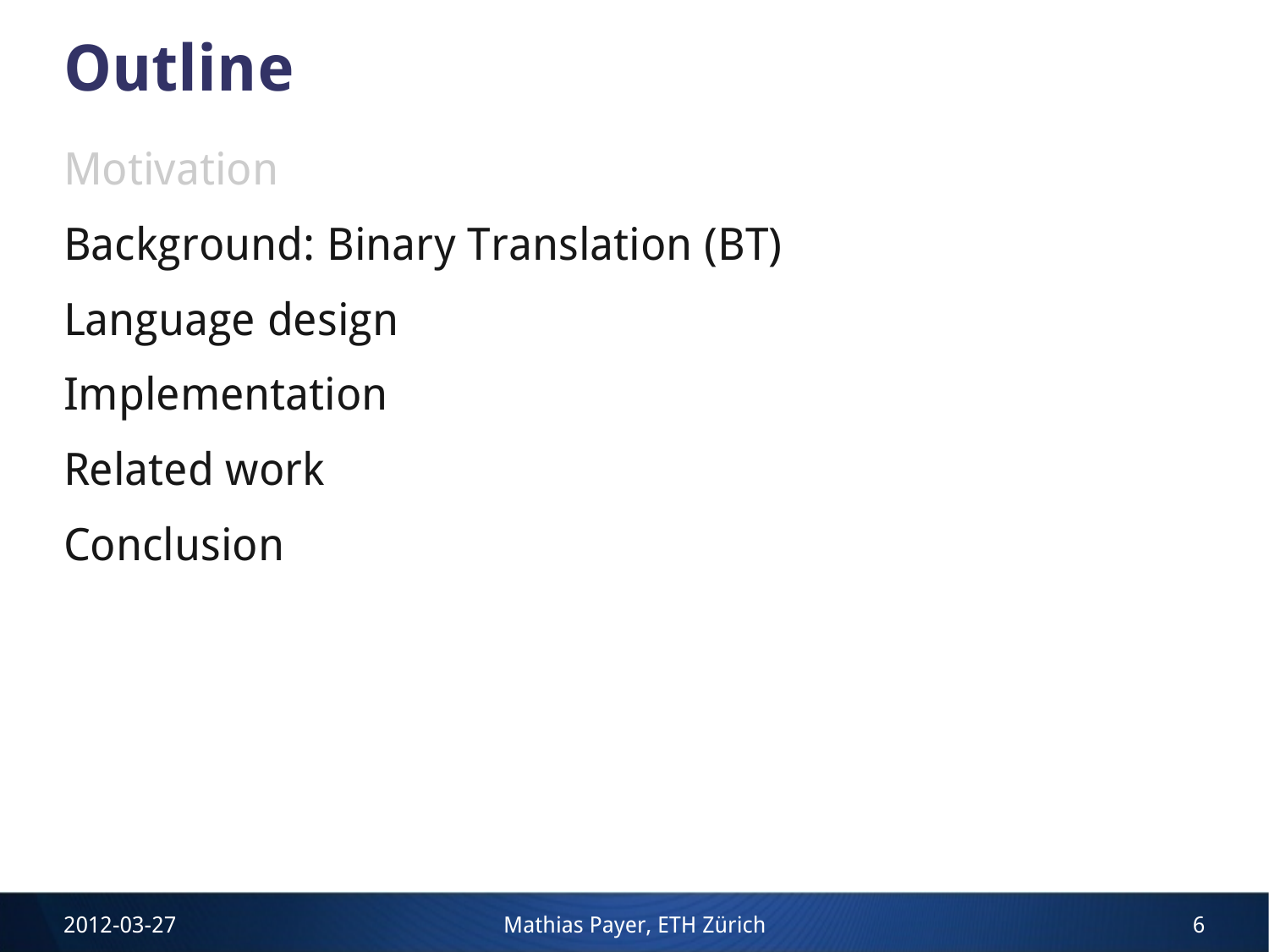# Outline

Motivation

Background: Binary Translation (BT)

Language design

Implementation

Related work

Conclusion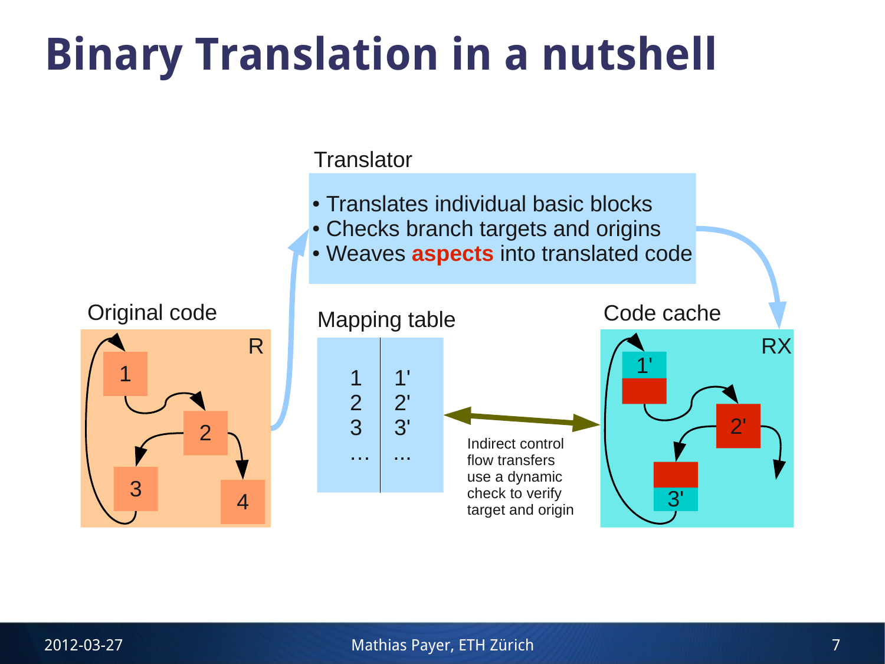# Binary Translation in a nutshell

Translator

- Translates individual basic blocks
- Checks branch targets and origins
- Weaves **aspects** into translated code

Original code

R

1

2

3

4

Mapping table

| | |
|---|---|
| 1 | 1' |
| 2 | 2' |
| 3 | 3' |
| … | ... |

Indirect control flow transfers use a dynamic check to verify target and origin

Code cache

RX

1'

2'

3'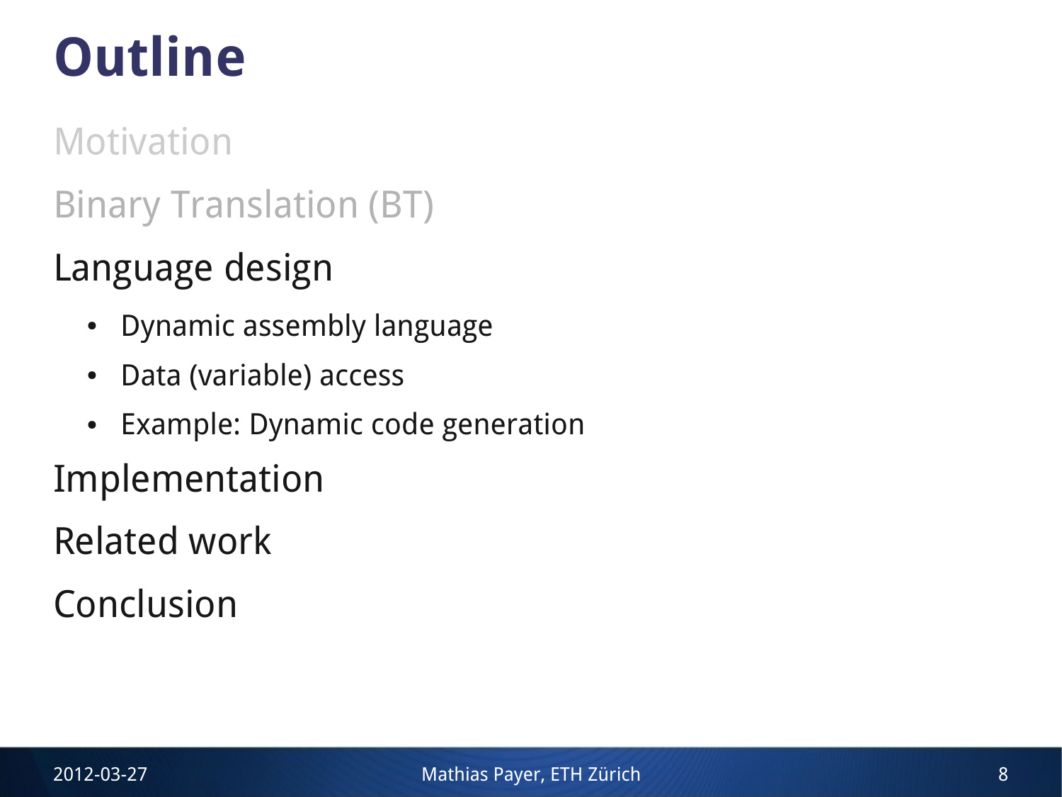# Outline

Motivation

Binary Translation (BT)

Language design

- Dynamic assembly language
- Data (variable) access
- Example: Dynamic code generation

Implementation

Related work

Conclusion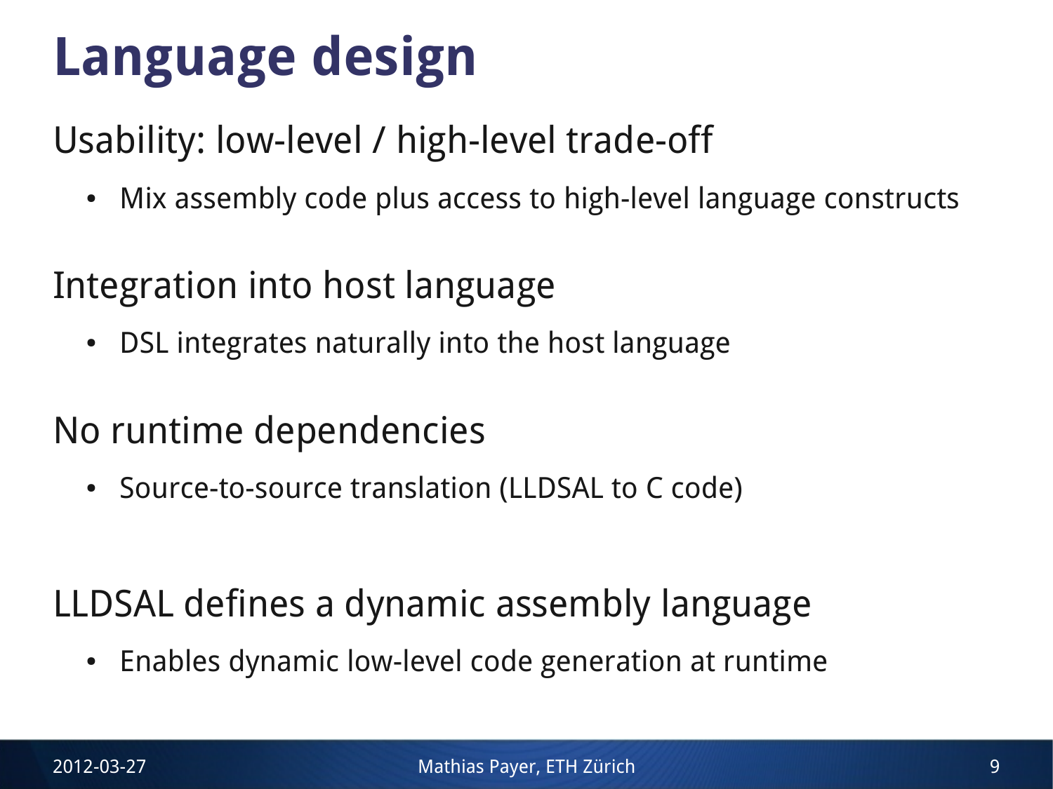# Language design

Usability: low-level / high-level trade-off

- Mix assembly code plus access to high-level language constructs

Integration into host language

- DSL integrates naturally into the host language

No runtime dependencies

- Source-to-source translation (LLDSAL to C code)

LLDSAL defines a dynamic assembly language

- Enables dynamic low-level code generation at runtime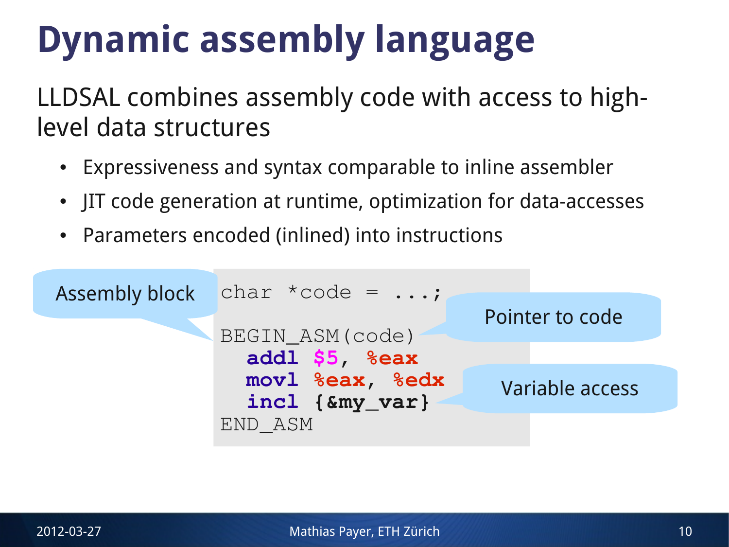# Dynamic assembly language

LLDSAL combines assembly code with access to high-level data structures

- Expressiveness and syntax comparable to inline assembler
- JIT code generation at runtime, optimization for data-accesses
- Parameters encoded (inlined) into instructions

Assembly block

```
char *code = ...;

BEGIN_ASM(code)
  addl $5, %eax
  movl %eax, %edx
  incl {&my_var}
END_ASM
```

Pointer to code

Variable access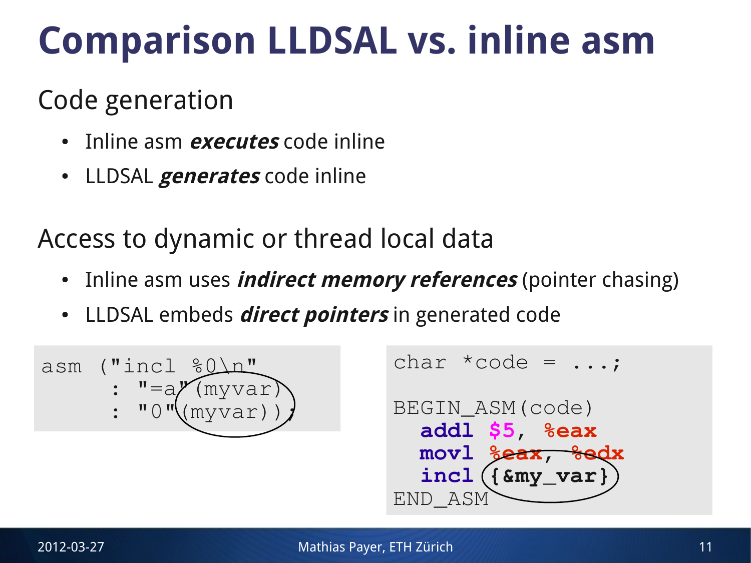# Comparison LLDSAL vs. inline asm

## Code generation

- Inline asm ***executes*** code inline
- LLDSAL ***generates*** code inline

## Access to dynamic or thread local data

- Inline asm uses ***indirect memory references*** (pointer chasing)
- LLDSAL embeds ***direct pointers*** in generated code

```
asm ("incl %0\n"
     : "=a"(myvar)
     : "0"(myvar));
```

```
char *code = ...;

BEGIN_ASM(code)
  addl $5, %eax
  movl %eax, %edx
  incl {&my_var}
END_ASM
```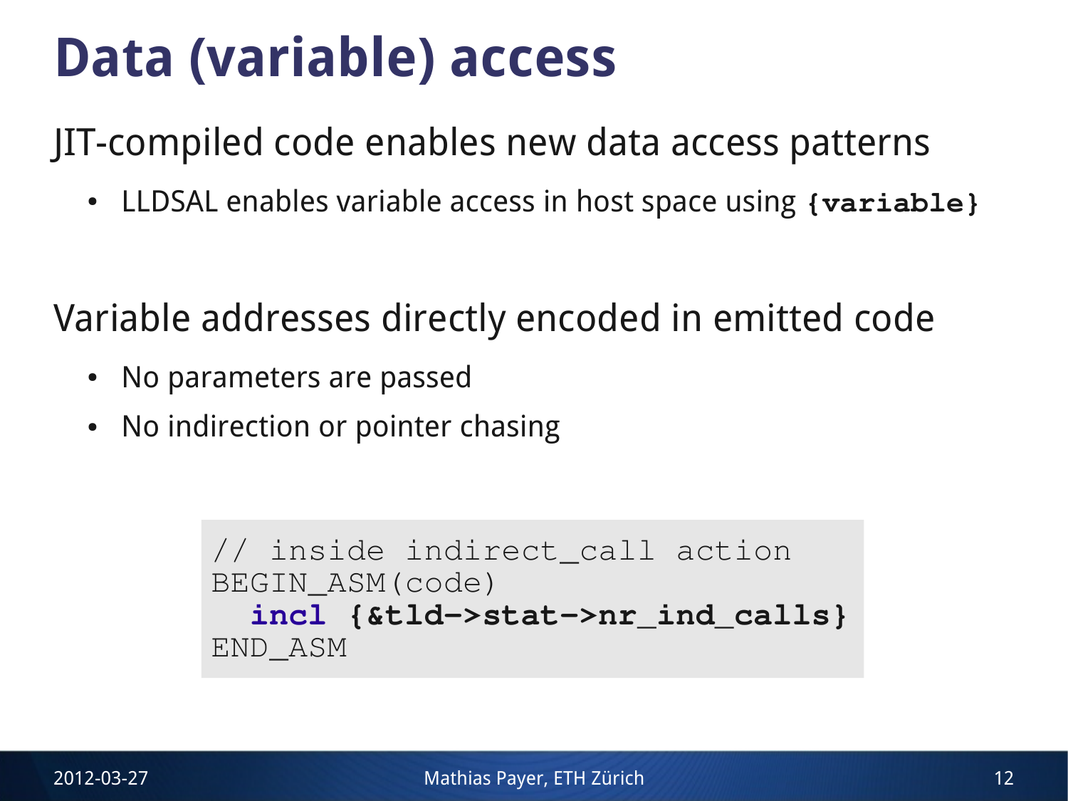# Data (variable) access

JIT-compiled code enables new data access patterns

- LLDSAL enables variable access in host space using **`{variable}`**

Variable addresses directly encoded in emitted code

- No parameters are passed
- No indirection or pointer chasing

```
// inside indirect_call action
BEGIN_ASM(code)
  incl {&tld->stat->nr_ind_calls}
END_ASM
```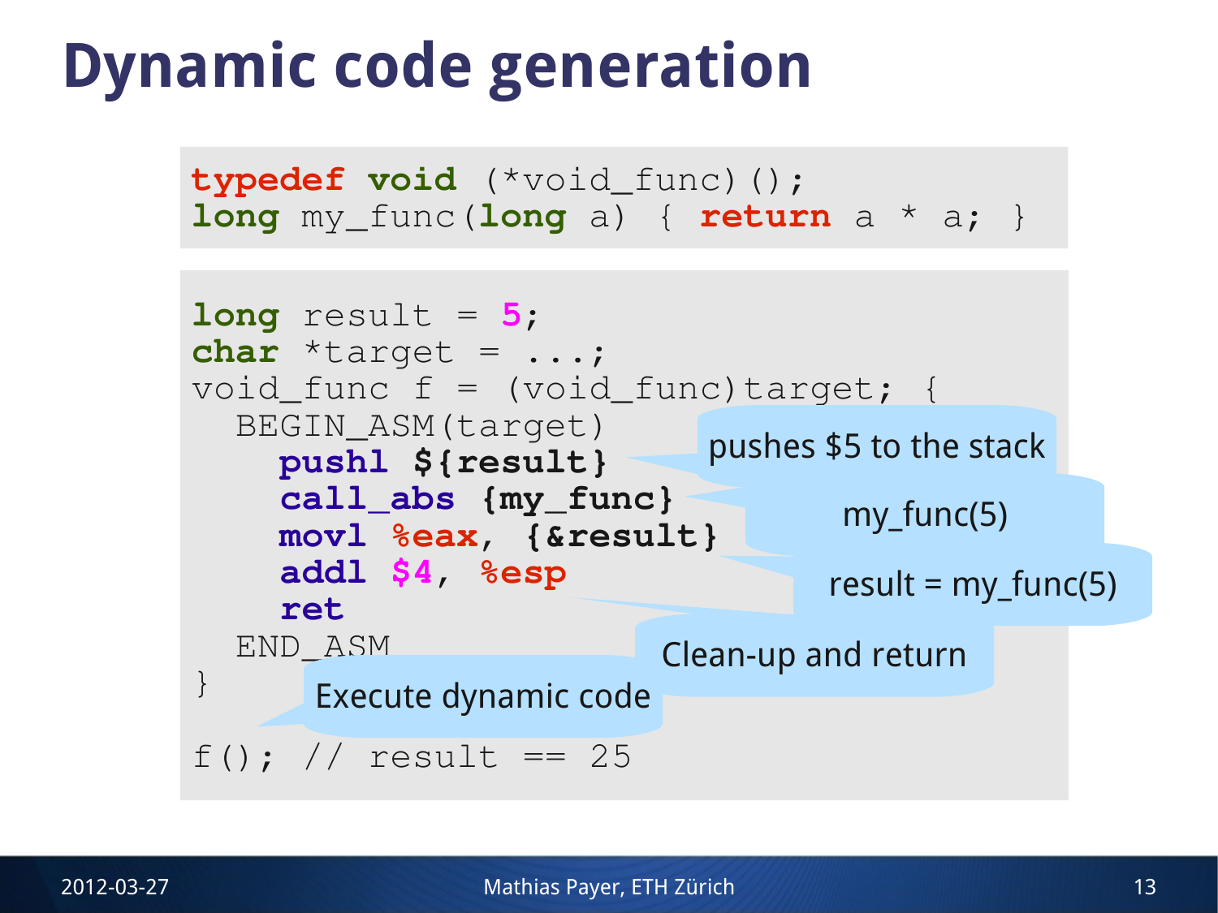# Dynamic code generation

```
typedef void (*void_func)();
long my_func(long a) { return a * a; }
```

```
long result = 5;
char *target = ...;
void_func f = (void_func)target; {
  BEGIN_ASM(target)
    pushl ${result}
    call_abs {my_func}
    movl %eax, {&result}
    addl $4, %esp
    ret
  END_ASM
}

f(); // result == 25
```

pushes $5 to the stack

my_func(5)

result = my_func(5)

Clean-up and return

Execute dynamic code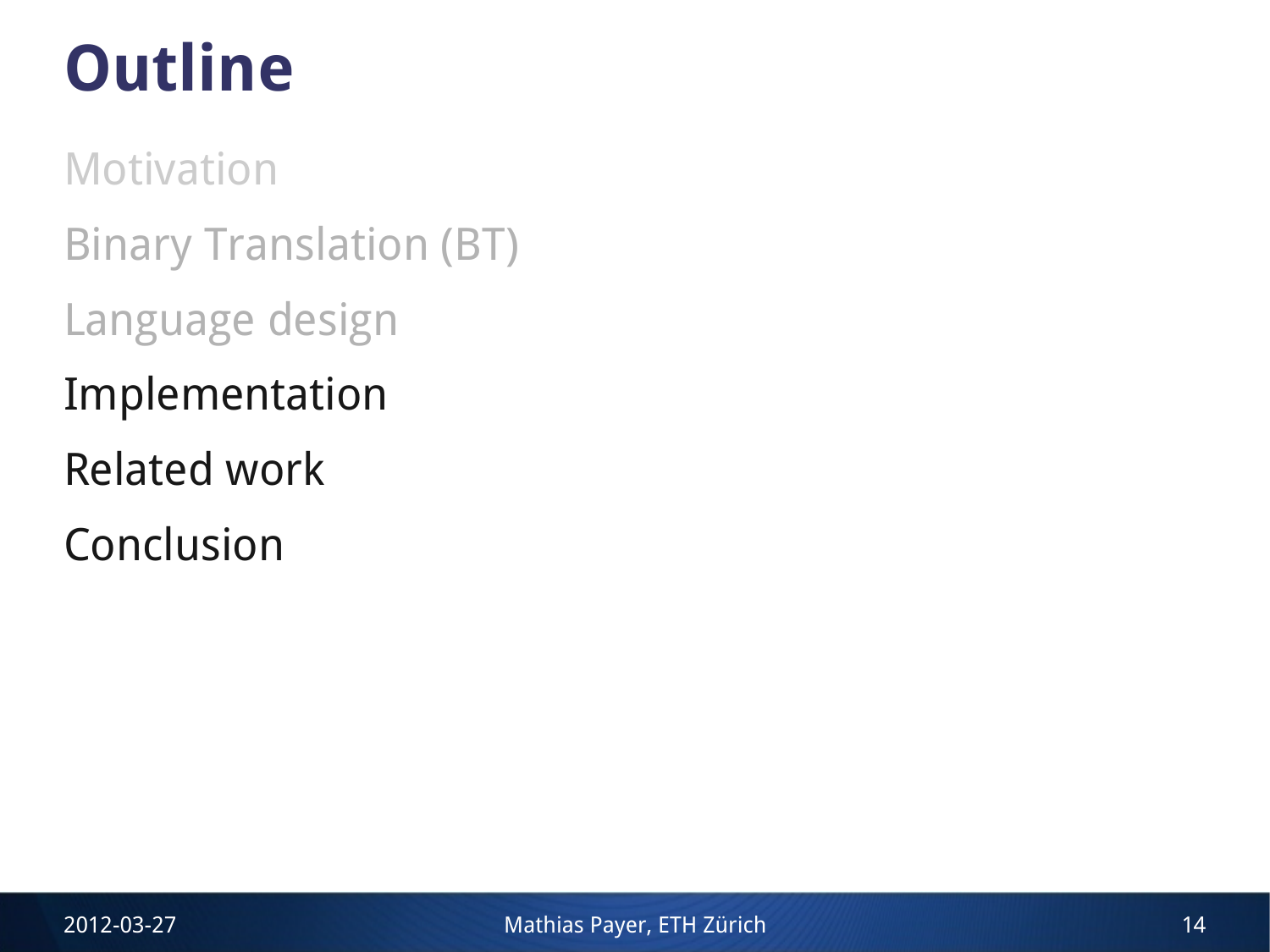# Outline

Motivation

Binary Translation (BT)

Language design

Implementation

Related work

Conclusion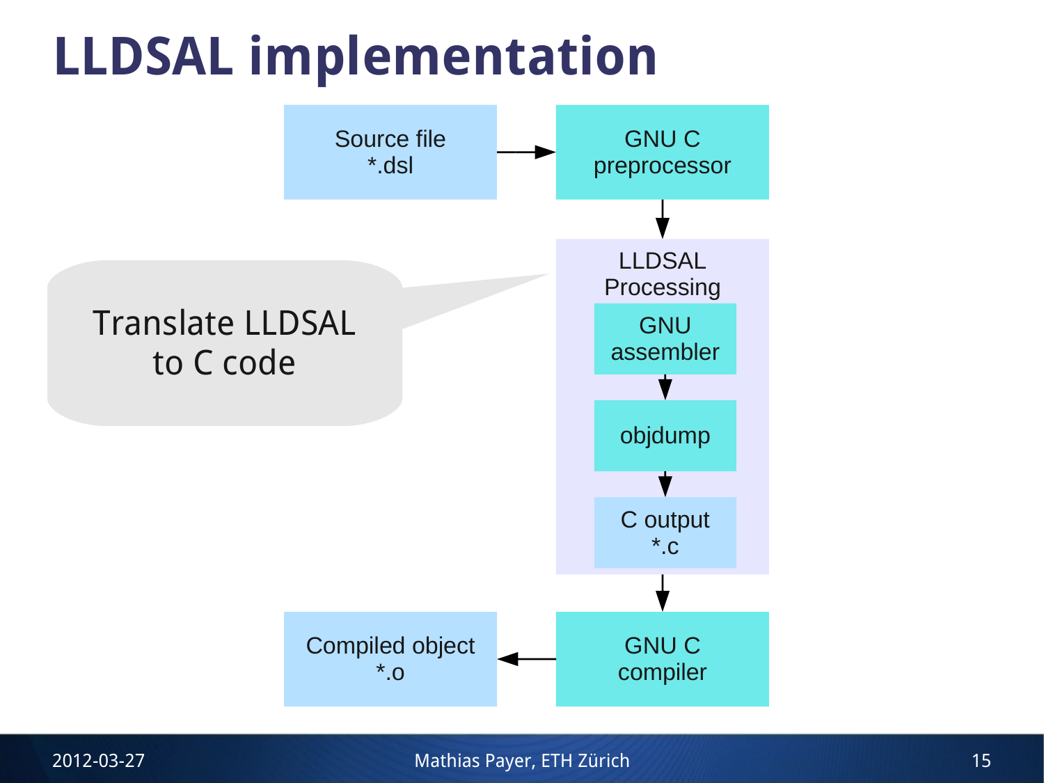# LLDSAL implementation

Source file
*.dsl

GNU C
preprocessor

LLDSAL
Processing

GNU
assembler

objdump

C output
*.c

GNU C
compiler

Compiled object
*.o

Translate LLDSAL
to C code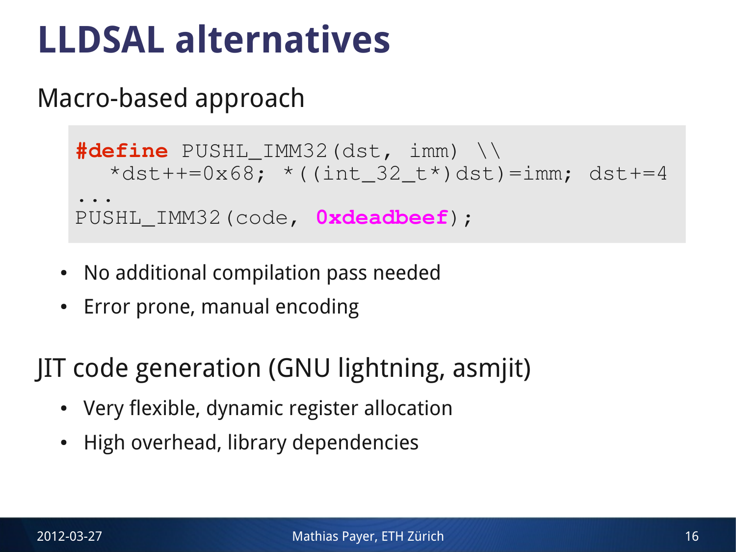# LLDSAL alternatives

## Macro-based approach

```
#define PUSHL_IMM32(dst, imm) \\
   *dst++=0x68; *((int_32_t*)dst)=imm; dst+=4
...
PUSHL_IMM32(code, 0xdeadbeef);
```

- No additional compilation pass needed
- Error prone, manual encoding

## JIT code generation (GNU lightning, asmjit)

- Very flexible, dynamic register allocation
- High overhead, library dependencies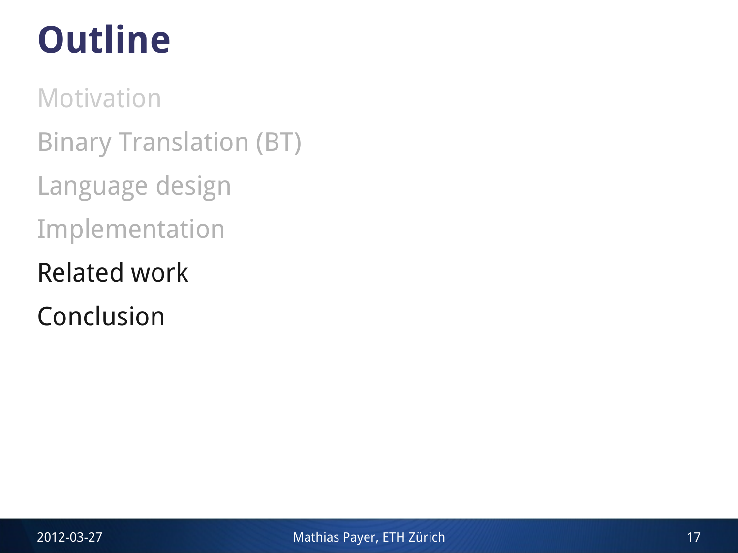# Outline

- Motivation
- Binary Translation (BT)
- Language design
- Implementation
- Related work
- Conclusion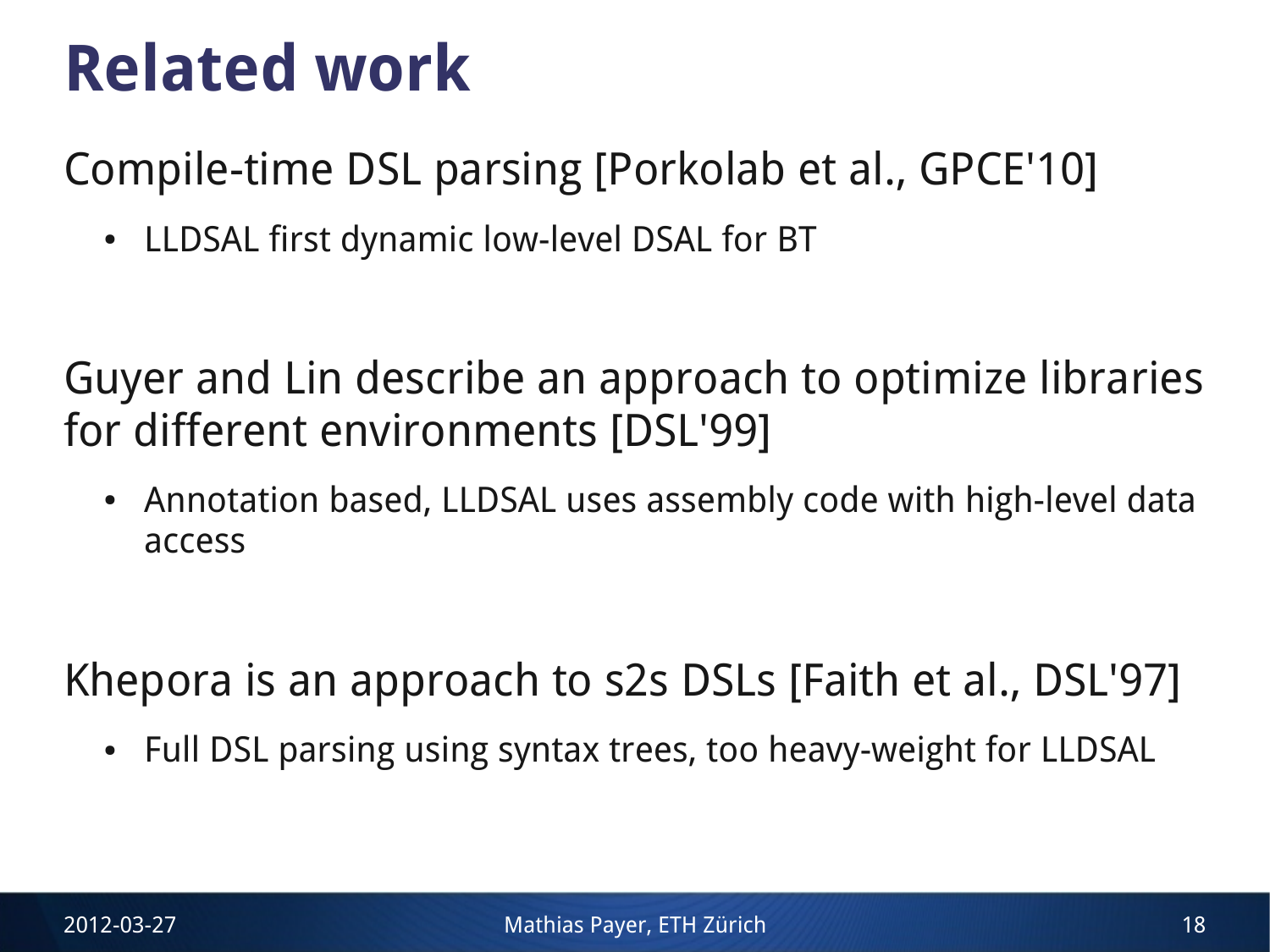# Related work

Compile-time DSL parsing [Porkolab et al., GPCE'10]

- LLDSAL first dynamic low-level DSAL for BT

Guyer and Lin describe an approach to optimize libraries for different environments [DSL'99]

- Annotation based, LLDSAL uses assembly code with high-level data access

Khepora is an approach to s2s DSLs [Faith et al., DSL'97]

- Full DSL parsing using syntax trees, too heavy-weight for LLDSAL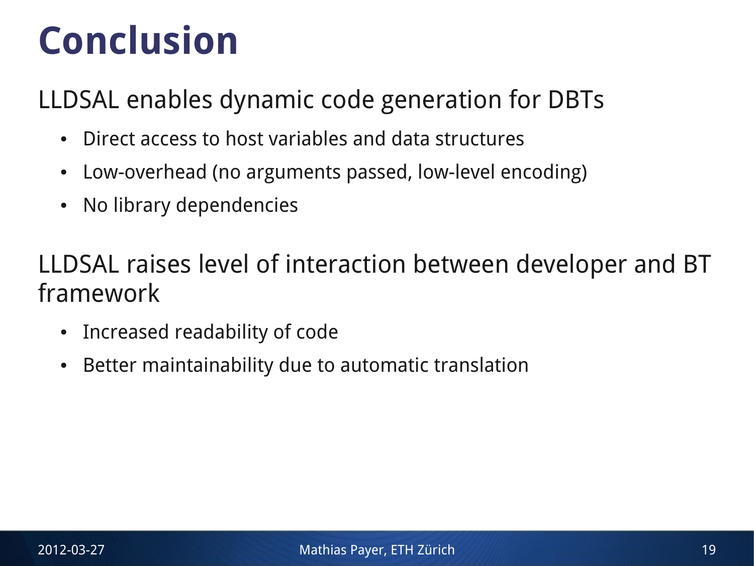# Conclusion

LLDSAL enables dynamic code generation for DBTs

- Direct access to host variables and data structures
- Low-overhead (no arguments passed, low-level encoding)
- No library dependencies

LLDSAL raises level of interaction between developer and BT framework

- Increased readability of code
- Better maintainability due to automatic translation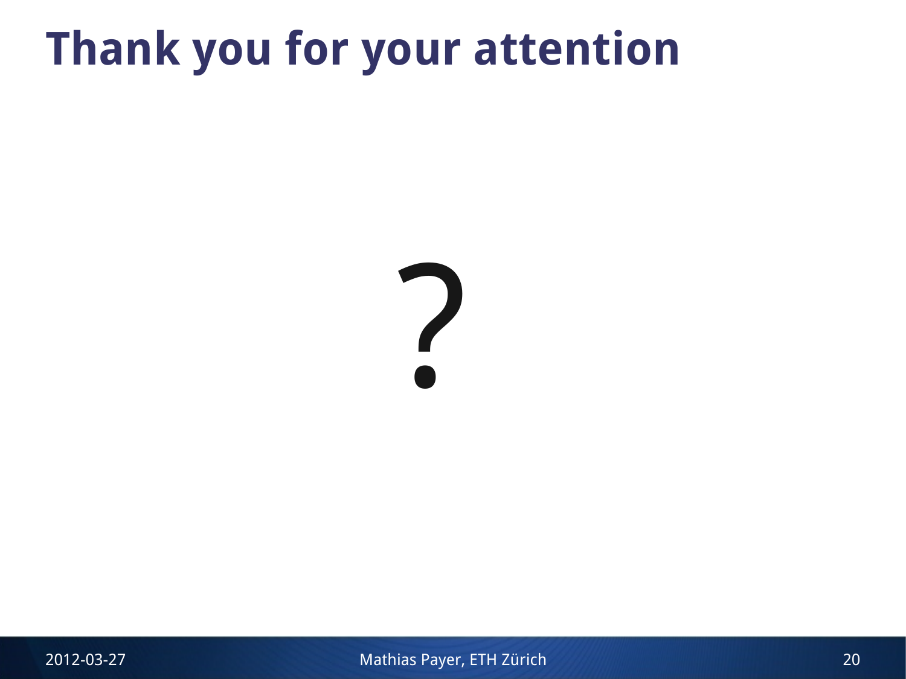# Thank you for your attention

?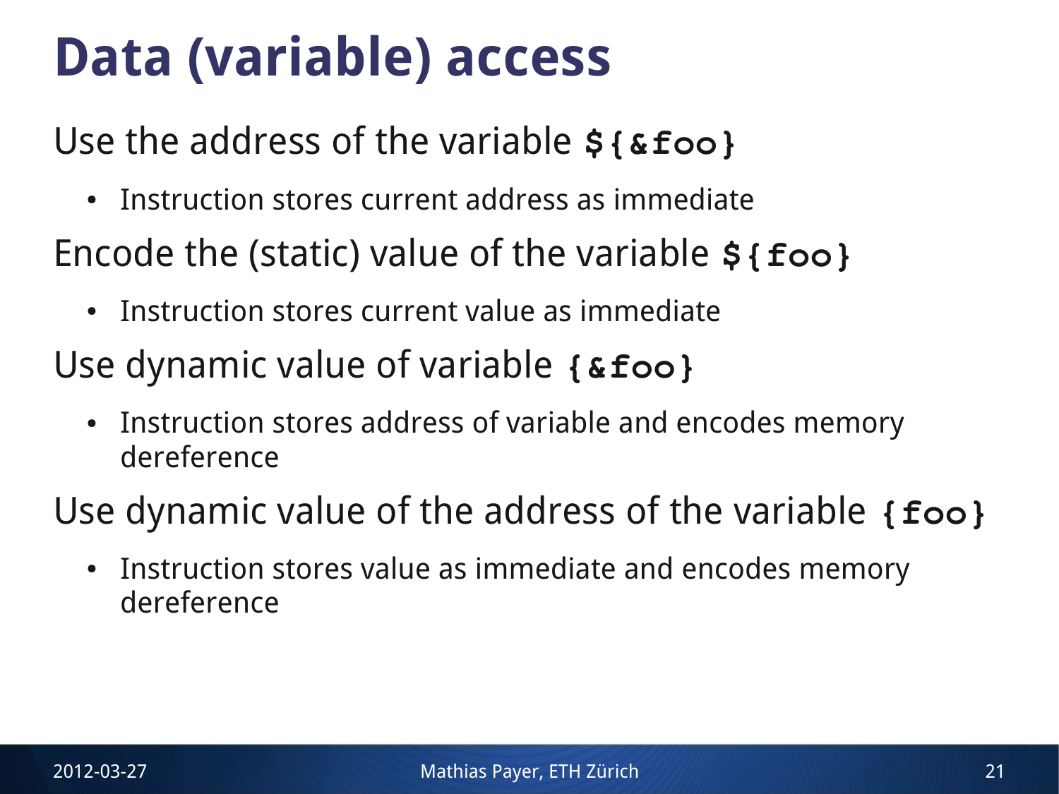# Data (variable) access

Use the address of the variable **`${&foo}`**

- Instruction stores current address as immediate

Encode the (static) value of the variable **`${foo}`**

- Instruction stores current value as immediate

Use dynamic value of variable **`{&foo}`**

- Instruction stores address of variable and encodes memory dereference

Use dynamic value of the address of the variable **`{foo}`**

- Instruction stores value as immediate and encodes memory dereference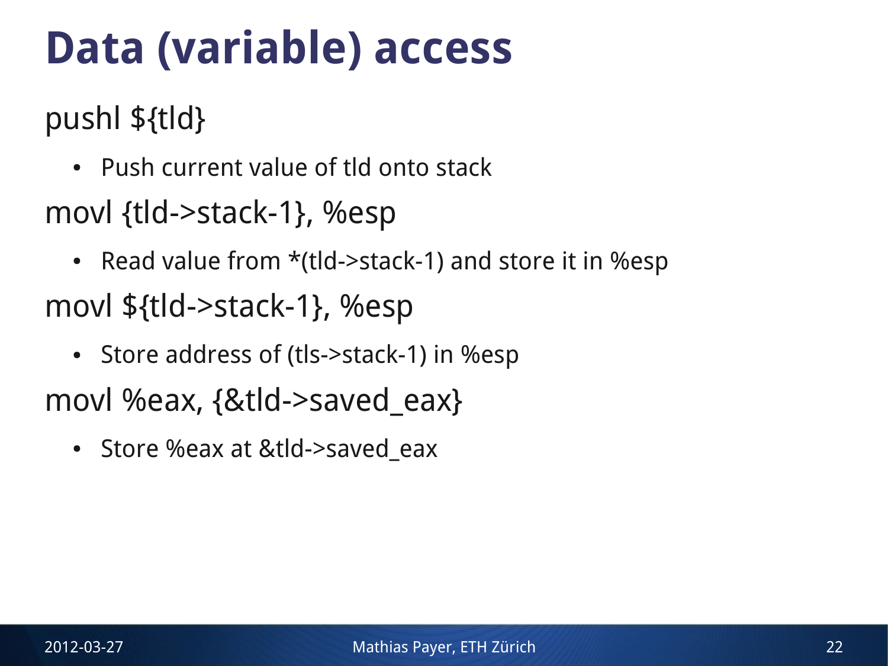# Data (variable) access

pushl ${tld}

- Push current value of tld onto stack

movl {tld->stack-1}, %esp

- Read value from *(tld->stack-1) and store it in %esp

movl ${tld->stack-1}, %esp

- Store address of (tls->stack-1) in %esp

movl %eax, {&tld->saved_eax}

- Store %eax at &tld->saved_eax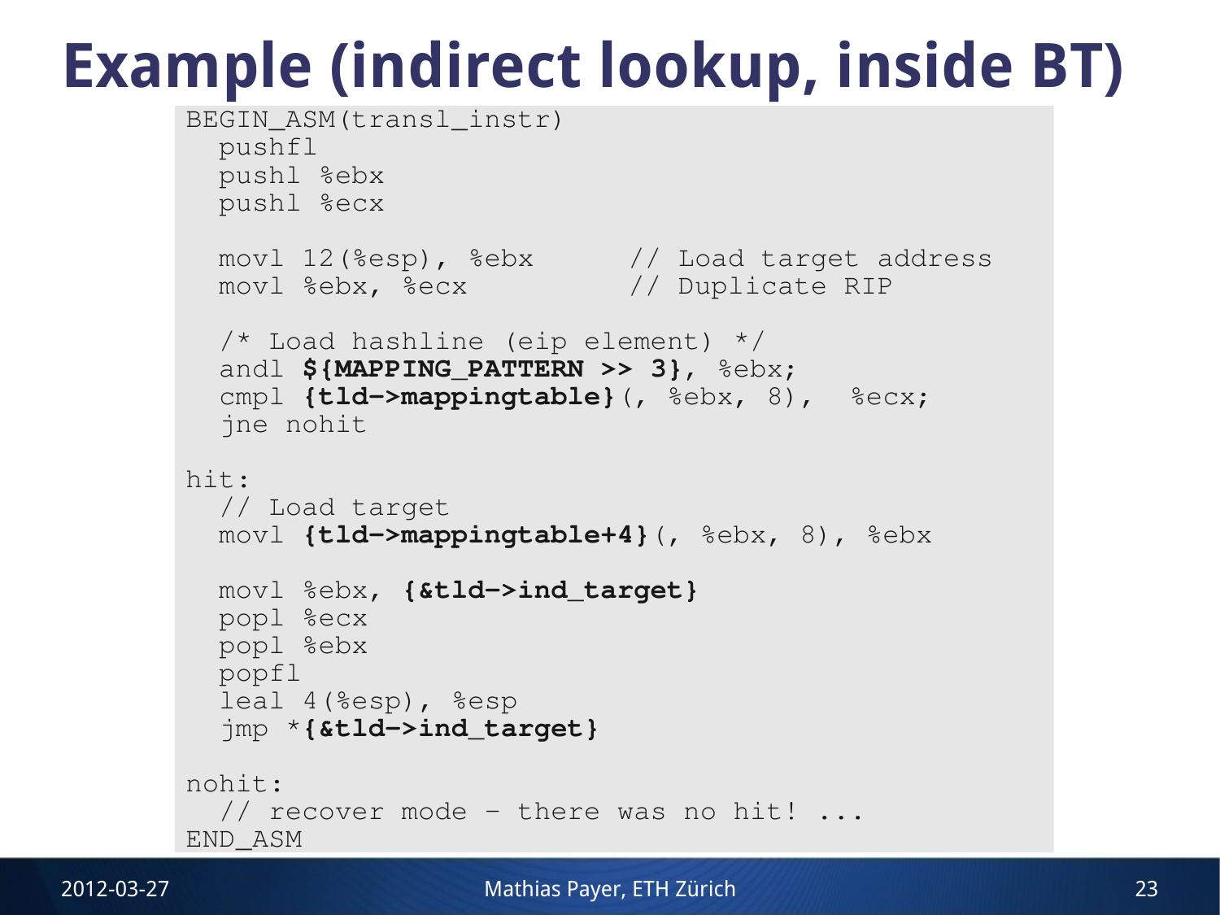# Example (indirect lookup, inside BT)

```
BEGIN_ASM(transl_instr)
  pushfl
  pushl %ebx
  pushl %ecx

  movl 12(%esp), %ebx      // Load target address
  movl %ebx, %ecx          // Duplicate RIP

  /* Load hashline (eip element) */
  andl ${MAPPING_PATTERN >> 3}, %ebx;
  cmpl {tld->mappingtable}(, %ebx, 8),  %ecx;
  jne nohit

hit:
  // Load target
  movl {tld->mappingtable+4}(, %ebx, 8), %ebx

  movl %ebx, {&tld->ind_target}
  popl %ecx
  popl %ebx
  popfl
  leal 4(%esp), %esp
  jmp *{&tld->ind_target}

nohit:
  // recover mode - there was no hit! ...
END_ASM
```

2012-03-27 Mathias Payer, ETH Zürich